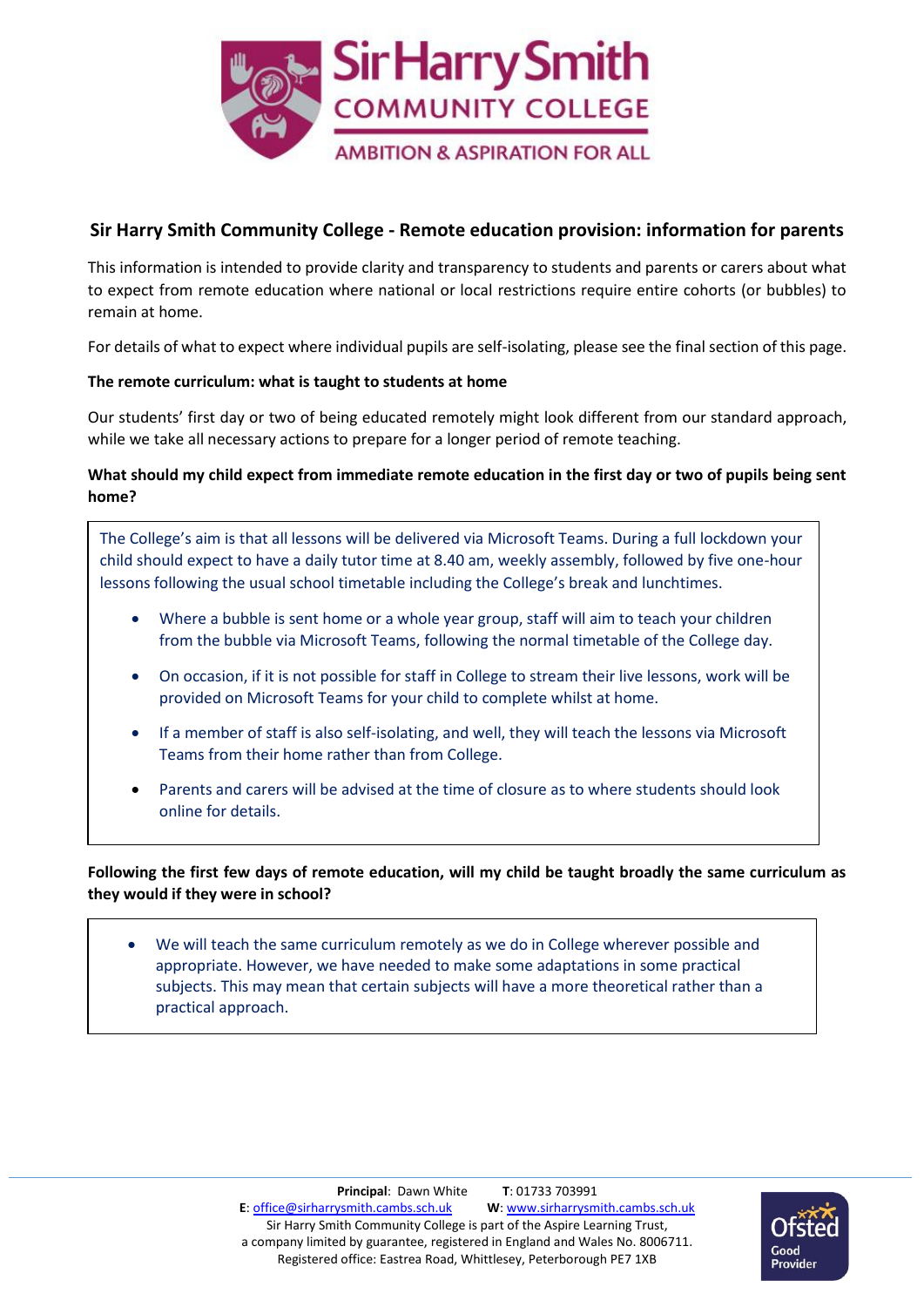# Sir Harry Smith Community College - Remote education provision: information for parents

This information is intended to provide clarity and transparency to students and parents or carers about what to expect from remote education where national or local restrictions require entire cohorts (or bubbles) to remain at home.

For details of what to expect where individual pupils are self-isolating, please see the final section of this page.

**The remote curriculum: what is taught to students at home**

Our students' first day or two of being educated remotely might look different from our standard approach, while we take all necessary actions to prepare for a longer period of remote teaching.

**What should my child expect from immediate remote education in the first day or two of pupils being sent home?**

The College's aim is that all lessons will be delivered via Microsoft Teams. During a full lockdown your child should expect to have a daily tutor time at 8.40 am, weekly assembly, followed by five one-hour lessons following the usual school timetable including the College's break and lunchtimes.

- Where a bubble is sent home or a whole year group, staff will aim to teach your children from the bubble via Microsoft Teams, following the normal timetable of the College day.
- On occasion, if it is not possible for staff in College to stream their live lessons, work will be provided on Microsoft Teams for your child to complete whilst at home.
- If a member of staff is also self-isolating, and well, they will teach the lessons via Microsoft Teams from their home rather than from College.
- Parents and carers will be advised at the time of closure as to where students should look online for details.

**Following the first few days of remote education, will my child be taught broadly the same curriculum as they would if they were in school?**

- We will teach the same curriculum remotely as we do in College wherever possible and appropriate. However, we have needed to make some adaptations in some practical subjects. This may mean that certain subjects will have a more theoretical rather than a practical approach.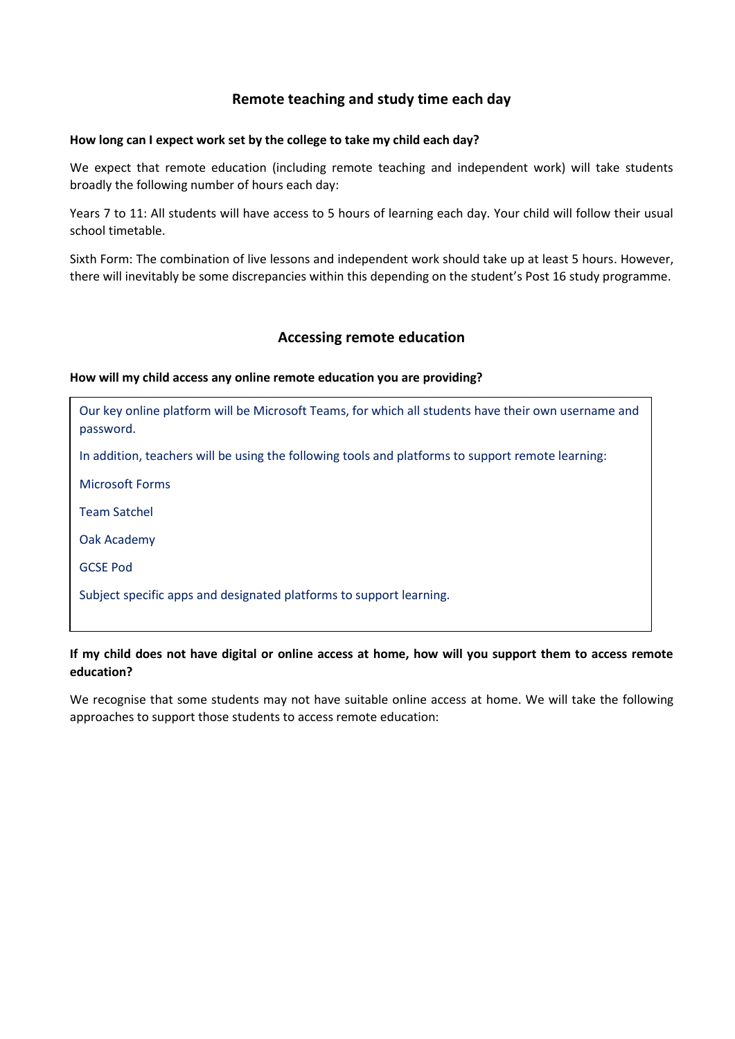## Remote teaching and study time each day

**How long can I expect work set by the college to take my child each day?**

We expect that remote education (including remote teaching and independent work) will take students broadly the following number of hours each day:

Years 7 to 11: All students will have access to 5 hours of learning each day. Your child will follow their usual school timetable.

Sixth Form: The combination of live lessons and independent work should take up at least 5 hours. However, there will inevitably be some discrepancies within this depending on the student's Post 16 study programme.

## Accessing remote education

**How will my child access any online remote education you are providing?**

Our key online platform will be Microsoft Teams, for which all students have their own username and password.

In addition, teachers will be using the following tools and platforms to support remote learning:

Microsoft Forms

Team Satchel

Oak Academy

GCSE Pod

Subject specific apps and designated platforms to support learning.

**If my child does not have digital or online access at home, how will you support them to access remote education?**

We recognise that some students may not have suitable online access at home. We will take the following approaches to support those students to access remote education: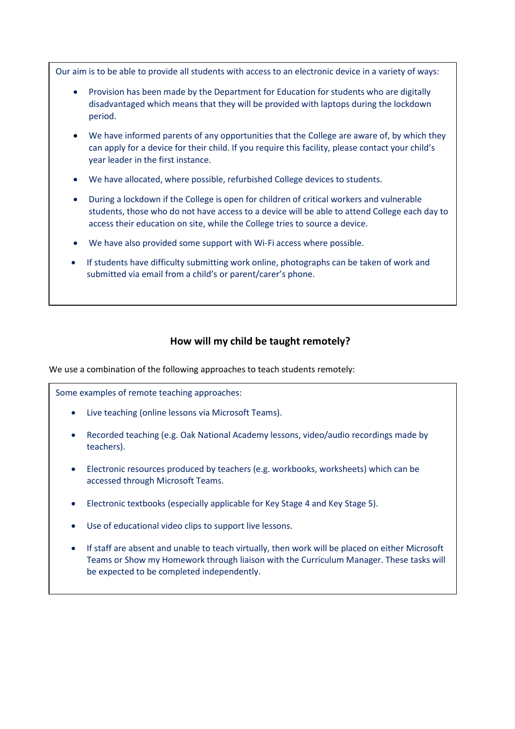Our aim is to be able to provide all students with access to an electronic device in a variety of ways:

- Provision has been made by the Department for Education for students who are digitally disadvantaged which means that they will be provided with laptops during the lockdown period.
- We have informed parents of any opportunities that the College are aware of, by which they can apply for a device for their child. If you require this facility, please contact your child's year leader in the first instance.
- We have allocated, where possible, refurbished College devices to students.
- During a lockdown if the College is open for children of critical workers and vulnerable students, those who do not have access to a device will be able to attend College each day to access their education on site, while the College tries to source a device.
- We have also provided some support with Wi-Fi access where possible.
- If students have difficulty submitting work online, photographs can be taken of work and submitted via email from a child's or parent/carer's phone.

## How will my child be taught remotely?

We use a combination of the following approaches to teach students remotely:

Some examples of remote teaching approaches:

- Live teaching (online lessons via Microsoft Teams).
- Recorded teaching (e.g. Oak National Academy lessons, video/audio recordings made by teachers).
- Electronic resources produced by teachers (e.g. workbooks, worksheets) which can be accessed through Microsoft Teams.
- Electronic textbooks (especially applicable for Key Stage 4 and Key Stage 5).
- Use of educational video clips to support live lessons.
- If staff are absent and unable to teach virtually, then work will be placed on either Microsoft Teams or Show my Homework through liaison with the Curriculum Manager. These tasks will be expected to be completed independently.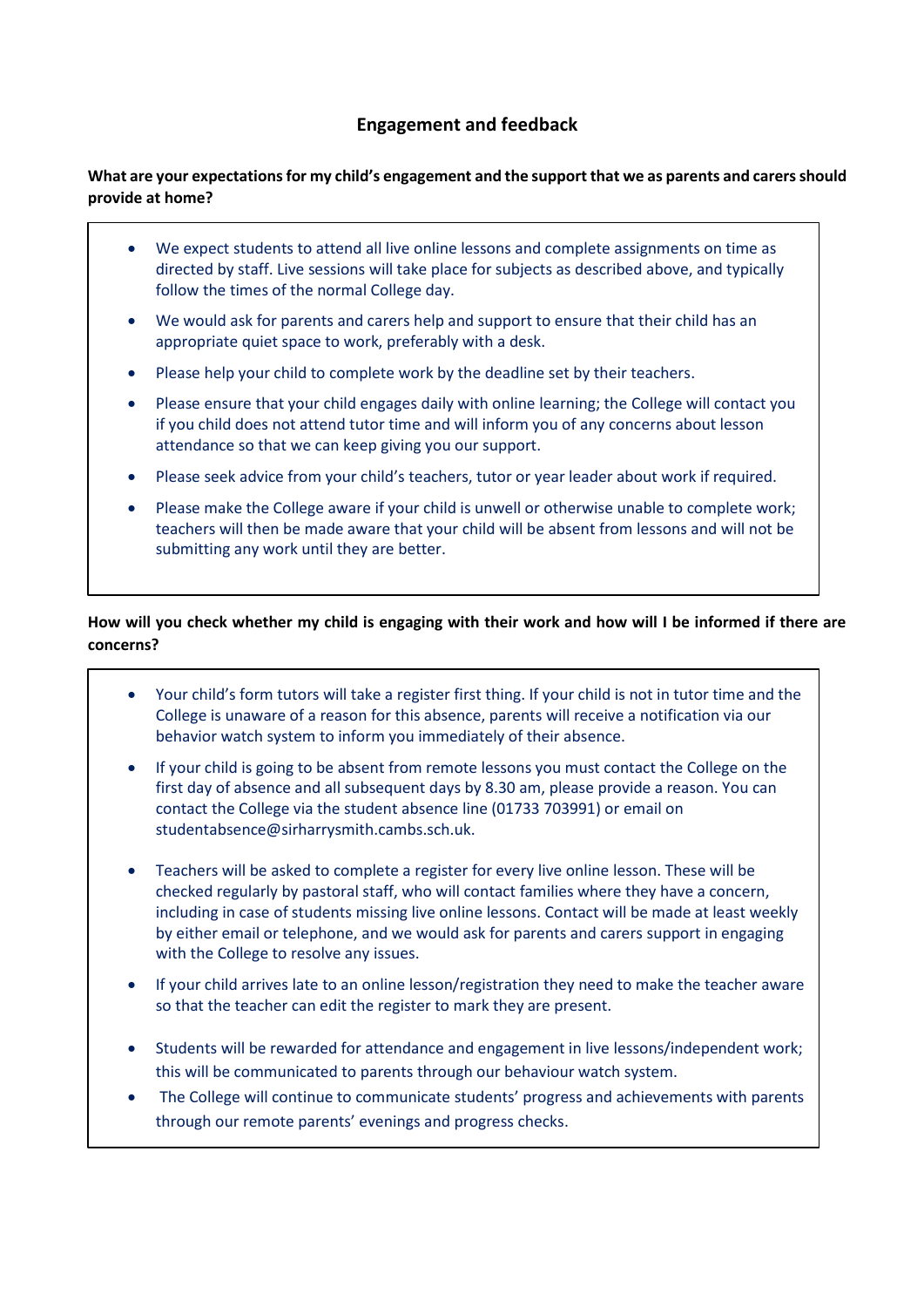## Engagement and feedback

**What are your expectations for my child's engagement and the support that we as parents and carers should provide at home?**

- We expect students to attend all live online lessons and complete assignments on time as directed by staff. Live sessions will take place for subjects as described above, and typically follow the times of the normal College day.
- We would ask for parents and carers help and support to ensure that their child has an appropriate quiet space to work, preferably with a desk.
- Please help your child to complete work by the deadline set by their teachers.
- Please ensure that your child engages daily with online learning; the College will contact you if you child does not attend tutor time and will inform you of any concerns about lesson attendance so that we can keep giving you our support.
- Please seek advice from your child's teachers, tutor or year leader about work if required.
- Please make the College aware if your child is unwell or otherwise unable to complete work; teachers will then be made aware that your child will be absent from lessons and will not be submitting any work until they are better.

**How will you check whether my child is engaging with their work and how will I be informed if there are concerns?**

- Your child's form tutors will take a register first thing. If your child is not in tutor time and the College is unaware of a reason for this absence, parents will receive a notification via our behavior watch system to inform you immediately of their absence.
- If your child is going to be absent from remote lessons you must contact the College on the first day of absence and all subsequent days by 8.30 am, please provide a reason. You can contact the College via the student absence line (01733 703991) or email on studentabsence@sirharrysmith.cambs.sch.uk.
- Teachers will be asked to complete a register for every live online lesson. These will be checked regularly by pastoral staff, who will contact families where they have a concern, including in case of students missing live online lessons. Contact will be made at least weekly by either email or telephone, and we would ask for parents and carers support in engaging with the College to resolve any issues.
- If your child arrives late to an online lesson/registration they need to make the teacher aware so that the teacher can edit the register to mark they are present.
- Students will be rewarded for attendance and engagement in live lessons/independent work; this will be communicated to parents through our behaviour watch system.
- The College will continue to communicate students' progress and achievements with parents through our remote parents' evenings and progress checks.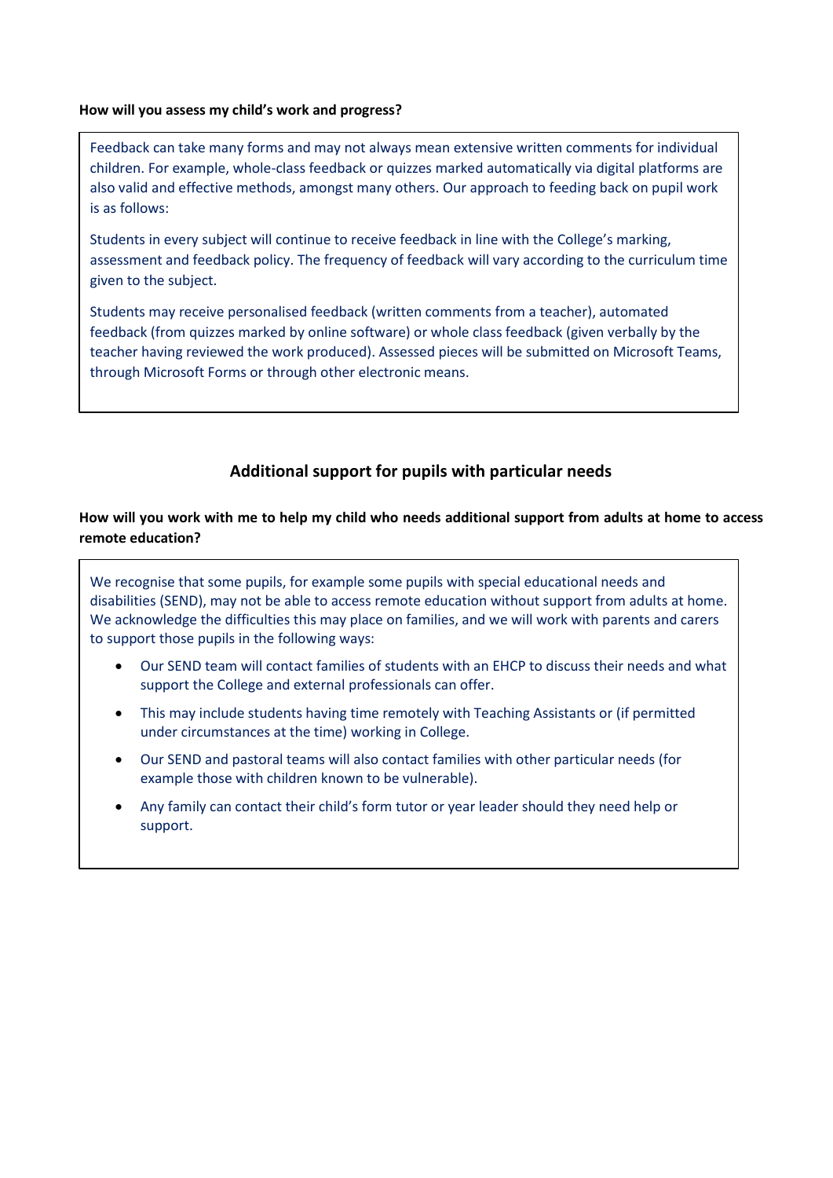**How will you assess my child's work and progress?**

Feedback can take many forms and may not always mean extensive written comments for individual children. For example, whole-class feedback or quizzes marked automatically via digital platforms are also valid and effective methods, amongst many others. Our approach to feeding back on pupil work is as follows:

Students in every subject will continue to receive feedback in line with the College's marking, assessment and feedback policy. The frequency of feedback will vary according to the curriculum time given to the subject.

Students may receive personalised feedback (written comments from a teacher), automated feedback (from quizzes marked by online software) or whole class feedback (given verbally by the teacher having reviewed the work produced). Assessed pieces will be submitted on Microsoft Teams, through Microsoft Forms or through other electronic means.

## Additional support for pupils with particular needs

**How will you work with me to help my child who needs additional support from adults at home to access remote education?**

We recognise that some pupils, for example some pupils with special educational needs and disabilities (SEND), may not be able to access remote education without support from adults at home. We acknowledge the difficulties this may place on families, and we will work with parents and carers to support those pupils in the following ways:

- Our SEND team will contact families of students with an EHCP to discuss their needs and what support the College and external professionals can offer.
- This may include students having time remotely with Teaching Assistants or (if permitted under circumstances at the time) working in College.
- Our SEND and pastoral teams will also contact families with other particular needs (for example those with children known to be vulnerable).
- Any family can contact their child's form tutor or year leader should they need help or support.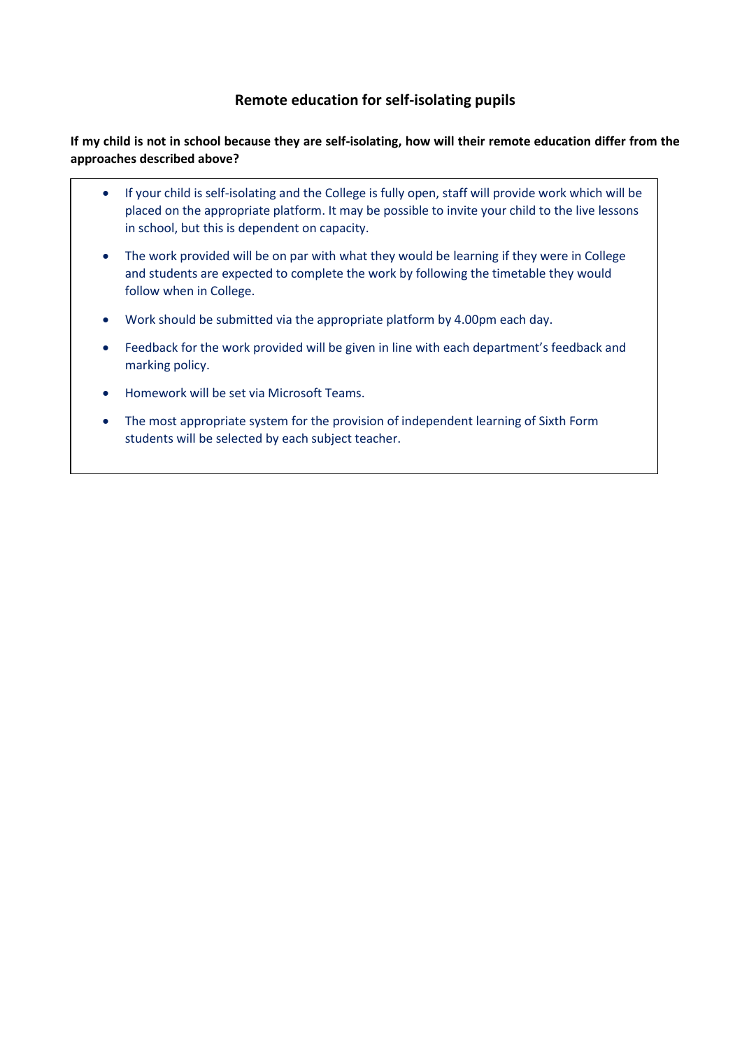## Remote education for self-isolating pupils

**If my child is not in school because they are self-isolating, how will their remote education differ from the approaches described above?**

- If your child is self-isolating and the College is fully open, staff will provide work which will be placed on the appropriate platform. It may be possible to invite your child to the live lessons in school, but this is dependent on capacity.
- The work provided will be on par with what they would be learning if they were in College and students are expected to complete the work by following the timetable they would follow when in College.
- Work should be submitted via the appropriate platform by 4.00pm each day.
- Feedback for the work provided will be given in line with each department's feedback and marking policy.
- Homework will be set via Microsoft Teams.
- The most appropriate system for the provision of independent learning of Sixth Form students will be selected by each subject teacher.